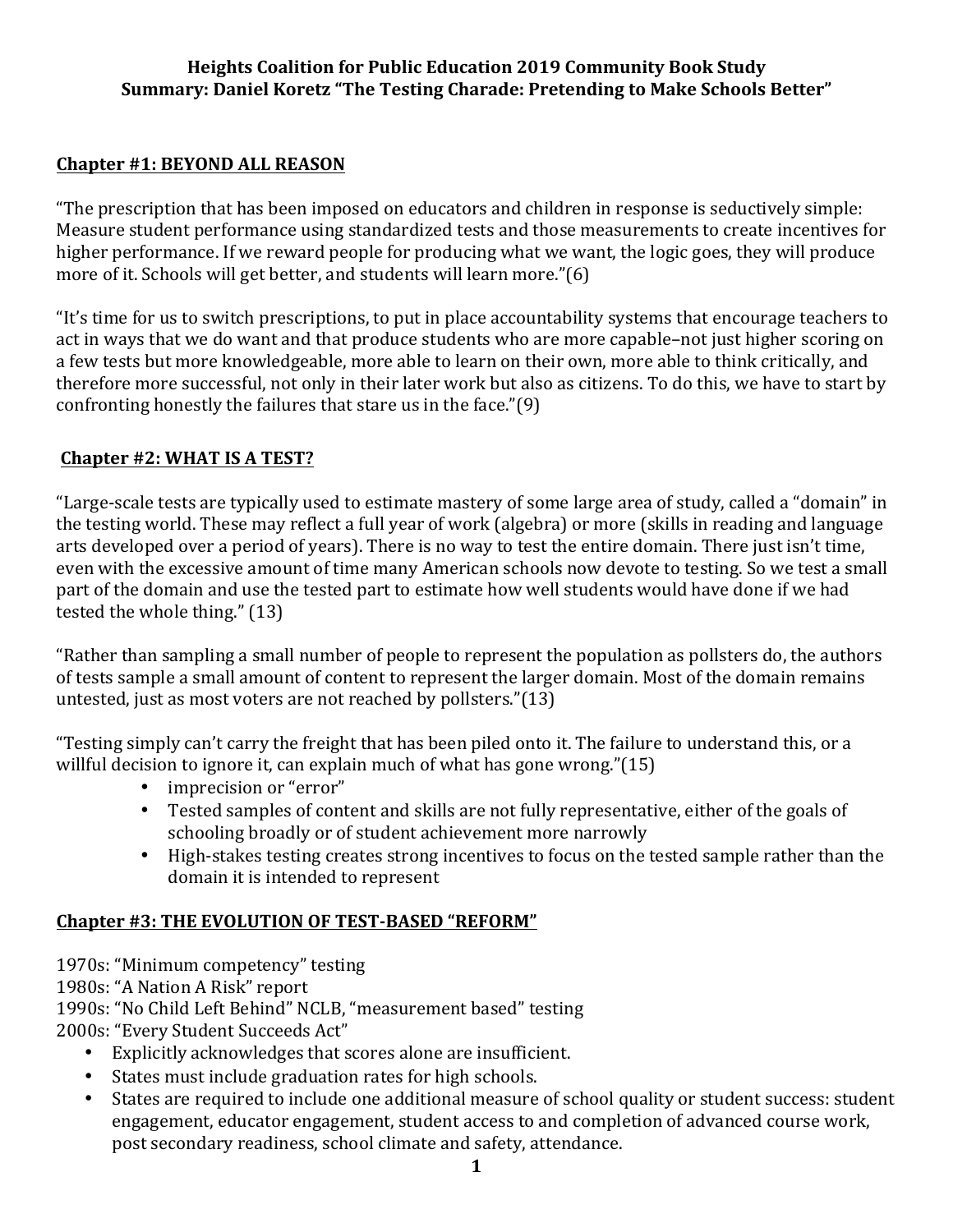# Heights Coalition for Public Education 2019 Community Book Study
# Summary: Daniel Koretz "The Testing Charade: Pretending to Make Schools Better"

## Chapter #1: BEYOND ALL REASON

"The prescription that has been imposed on educators and children in response is seductively simple: Measure student performance using standardized tests and those measurements to create incentives for higher performance. If we reward people for producing what we want, the logic goes, they will produce more of it. Schools will get better, and students will learn more."(6)

"It's time for us to switch prescriptions, to put in place accountability systems that encourage teachers to act in ways that we do want and that produce students who are more capable–not just higher scoring on a few tests but more knowledgeable, more able to learn on their own, more able to think critically, and therefore more successful, not only in their later work but also as citizens. To do this, we have to start by confronting honestly the failures that stare us in the face."(9)

## Chapter #2: WHAT IS A TEST?

"Large-scale tests are typically used to estimate mastery of some large area of study, called a "domain" in the testing world. These may reflect a full year of work (algebra) or more (skills in reading and language arts developed over a period of years). There is no way to test the entire domain. There just isn't time, even with the excessive amount of time many American schools now devote to testing. So we test a small part of the domain and use the tested part to estimate how well students would have done if we had tested the whole thing." (13)

"Rather than sampling a small number of people to represent the population as pollsters do, the authors of tests sample a small amount of content to represent the larger domain. Most of the domain remains untested, just as most voters are not reached by pollsters."(13)

"Testing simply can't carry the freight that has been piled onto it. The failure to understand this, or a willful decision to ignore it, can explain much of what has gone wrong."(15)

- imprecision or "error"
- Tested samples of content and skills are not fully representative, either of the goals of schooling broadly or of student achievement more narrowly
- High-stakes testing creates strong incentives to focus on the tested sample rather than the domain it is intended to represent

## Chapter #3: THE EVOLUTION OF TEST-BASED "REFORM"

1970s: "Minimum competency" testing
1980s: "A Nation A Risk" report
1990s: "No Child Left Behind" NCLB, "measurement based" testing
2000s: "Every Student Succeeds Act"

- Explicitly acknowledges that scores alone are insufficient.
- States must include graduation rates for high schools.
- States are required to include one additional measure of school quality or student success: student engagement, educator engagement, student access to and completion of advanced course work, post secondary readiness, school climate and safety, attendance.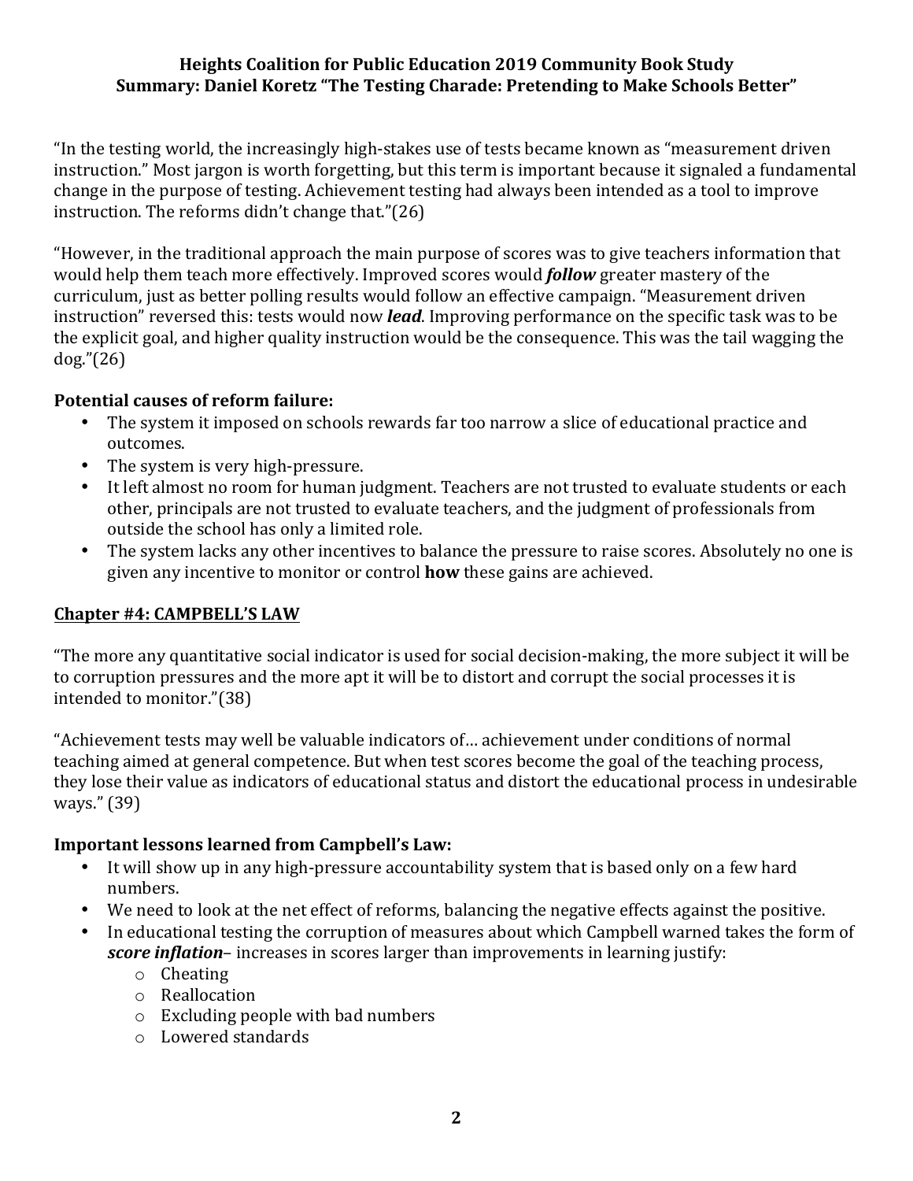"In the testing world, the increasingly high-stakes use of tests became known as "measurement driven instruction." Most jargon is worth forgetting, but this term is important because it signaled a fundamental change in the purpose of testing. Achievement testing had always been intended as a tool to improve instruction. The reforms didn't change that."(26)

"However, in the traditional approach the main purpose of scores was to give teachers information that would help them teach more effectively. Improved scores would ***follow*** greater mastery of the curriculum, just as better polling results would follow an effective campaign. "Measurement driven instruction" reversed this: tests would now ***lead***. Improving performance on the specific task was to be the explicit goal, and higher quality instruction would be the consequence. This was the tail wagging the dog."(26)

**Potential causes of reform failure:**

- The system it imposed on schools rewards far too narrow a slice of educational practice and outcomes.
- The system is very high-pressure.
- It left almost no room for human judgment. Teachers are not trusted to evaluate students or each other, principals are not trusted to evaluate teachers, and the judgment of professionals from outside the school has only a limited role.
- The system lacks any other incentives to balance the pressure to raise scores. Absolutely no one is given any incentive to monitor or control **how** these gains are achieved.

## Chapter #4: CAMPBELL'S LAW

"The more any quantitative social indicator is used for social decision-making, the more subject it will be to corruption pressures and the more apt it will be to distort and corrupt the social processes it is intended to monitor."(38)

"Achievement tests may well be valuable indicators of… achievement under conditions of normal teaching aimed at general competence. But when test scores become the goal of the teaching process, they lose their value as indicators of educational status and distort the educational process in undesirable ways." (39)

**Important lessons learned from Campbell's Law:**

- It will show up in any high-pressure accountability system that is based only on a few hard numbers.
- We need to look at the net effect of reforms, balancing the negative effects against the positive.
- In educational testing the corruption of measures about which Campbell warned takes the form of ***score inflation***– increases in scores larger than improvements in learning justify:
  - Cheating
  - Reallocation
  - Excluding people with bad numbers
  - Lowered standards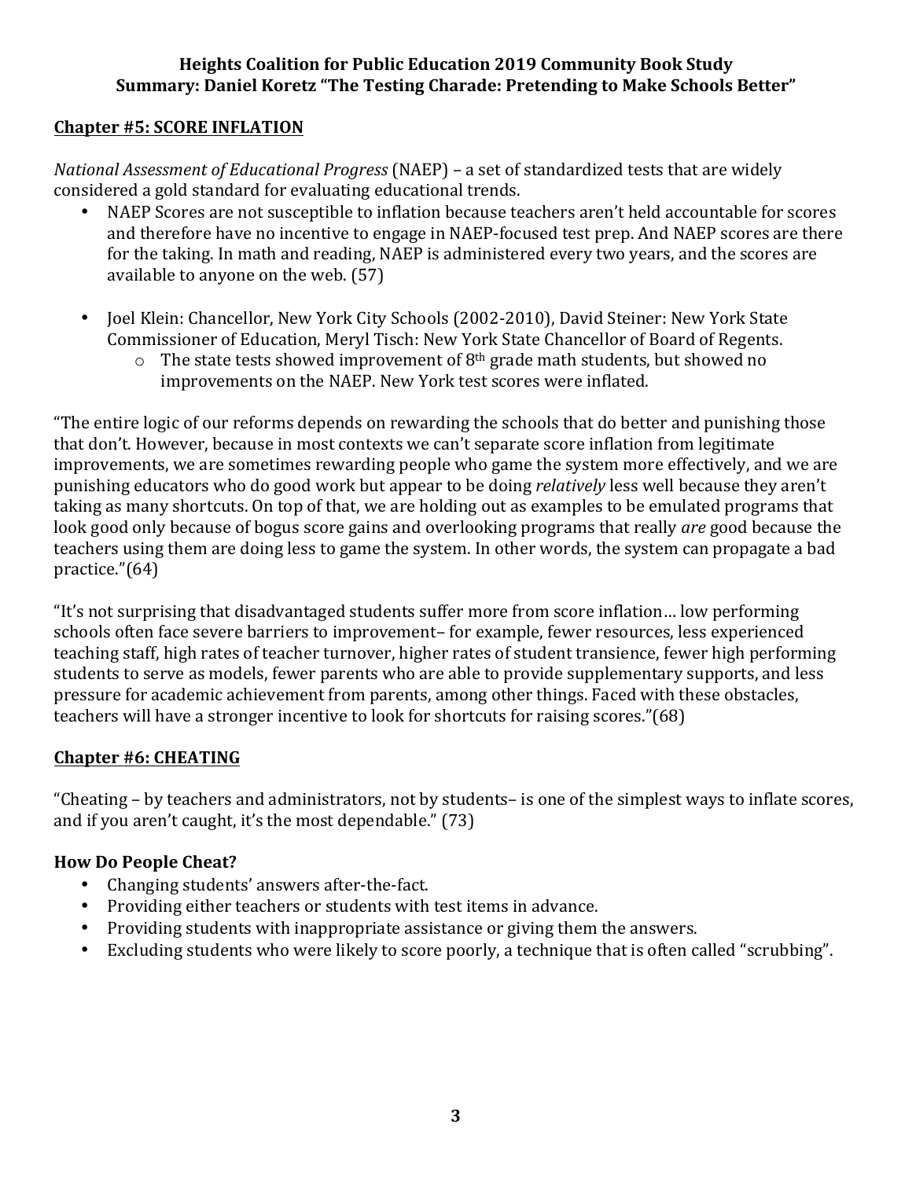**Heights Coalition for Public Education 2019 Community Book Study**
**Summary: Daniel Koretz "The Testing Charade: Pretending to Make Schools Better"**

## Chapter #5: SCORE INFLATION

*National Assessment of Educational Progress* (NAEP) – a set of standardized tests that are widely considered a gold standard for evaluating educational trends.

- NAEP Scores are not susceptible to inflation because teachers aren't held accountable for scores and therefore have no incentive to engage in NAEP-focused test prep. And NAEP scores are there for the taking. In math and reading, NAEP is administered every two years, and the scores are available to anyone on the web. (57)

- Joel Klein: Chancellor, New York City Schools (2002-2010), David Steiner: New York State Commissioner of Education, Meryl Tisch: New York State Chancellor of Board of Regents.
  - The state tests showed improvement of 8th grade math students, but showed no improvements on the NAEP. New York test scores were inflated.

"The entire logic of our reforms depends on rewarding the schools that do better and punishing those that don't. However, because in most contexts we can't separate score inflation from legitimate improvements, we are sometimes rewarding people who game the system more effectively, and we are punishing educators who do good work but appear to be doing *relatively* less well because they aren't taking as many shortcuts. On top of that, we are holding out as examples to be emulated programs that look good only because of bogus score gains and overlooking programs that really *are* good because the teachers using them are doing less to game the system. In other words, the system can propagate a bad practice."(64)

"It's not surprising that disadvantaged students suffer more from score inflation… low performing schools often face severe barriers to improvement– for example, fewer resources, less experienced teaching staff, high rates of teacher turnover, higher rates of student transience, fewer high performing students to serve as models, fewer parents who are able to provide supplementary supports, and less pressure for academic achievement from parents, among other things. Faced with these obstacles, teachers will have a stronger incentive to look for shortcuts for raising scores."(68)

## Chapter #6: CHEATING

"Cheating – by teachers and administrators, not by students– is one of the simplest ways to inflate scores, and if you aren't caught, it's the most dependable." (73)

### How Do People Cheat?

- Changing students' answers after-the-fact.
- Providing either teachers or students with test items in advance.
- Providing students with inappropriate assistance or giving them the answers.
- Excluding students who were likely to score poorly, a technique that is often called "scrubbing".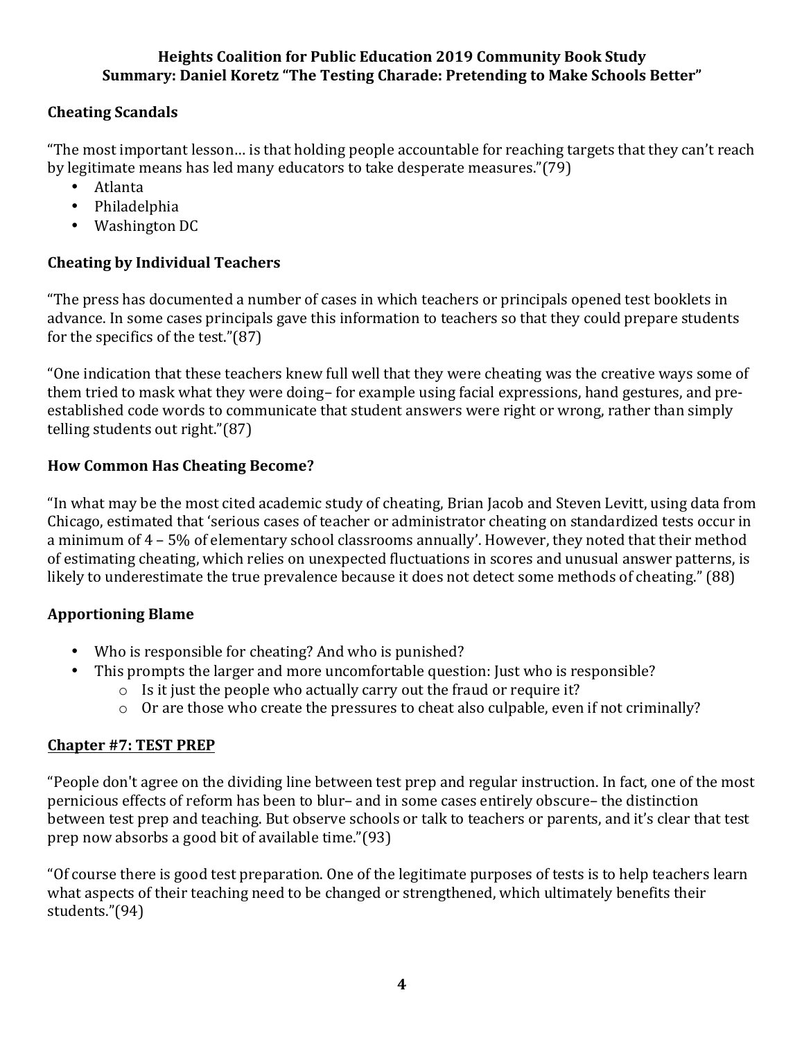**Heights Coalition for Public Education 2019 Community Book Study**
**Summary: Daniel Koretz "The Testing Charade: Pretending to Make Schools Better"**

### Cheating Scandals

"The most important lesson… is that holding people accountable for reaching targets that they can't reach by legitimate means has led many educators to take desperate measures."(79)

- Atlanta
- Philadelphia
- Washington DC

### Cheating by Individual Teachers

"The press has documented a number of cases in which teachers or principals opened test booklets in advance. In some cases principals gave this information to teachers so that they could prepare students for the specifics of the test."(87)

"One indication that these teachers knew full well that they were cheating was the creative ways some of them tried to mask what they were doing– for example using facial expressions, hand gestures, and pre-established code words to communicate that student answers were right or wrong, rather than simply telling students out right."(87)

### How Common Has Cheating Become?

"In what may be the most cited academic study of cheating, Brian Jacob and Steven Levitt, using data from Chicago, estimated that 'serious cases of teacher or administrator cheating on standardized tests occur in a minimum of 4 – 5% of elementary school classrooms annually'. However, they noted that their method of estimating cheating, which relies on unexpected fluctuations in scores and unusual answer patterns, is likely to underestimate the true prevalence because it does not detect some methods of cheating." (88)

### Apportioning Blame

- Who is responsible for cheating? And who is punished?
- This prompts the larger and more uncomfortable question: Just who is responsible?
  - Is it just the people who actually carry out the fraud or require it?
  - Or are those who create the pressures to cheat also culpable, even if not criminally?

### <u>Chapter #7: TEST PREP</u>

"People don't agree on the dividing line between test prep and regular instruction. In fact, one of the most pernicious effects of reform has been to blur– and in some cases entirely obscure– the distinction between test prep and teaching. But observe schools or talk to teachers or parents, and it's clear that test prep now absorbs a good bit of available time."(93)

"Of course there is good test preparation. One of the legitimate purposes of tests is to help teachers learn what aspects of their teaching need to be changed or strengthened, which ultimately benefits their students."(94)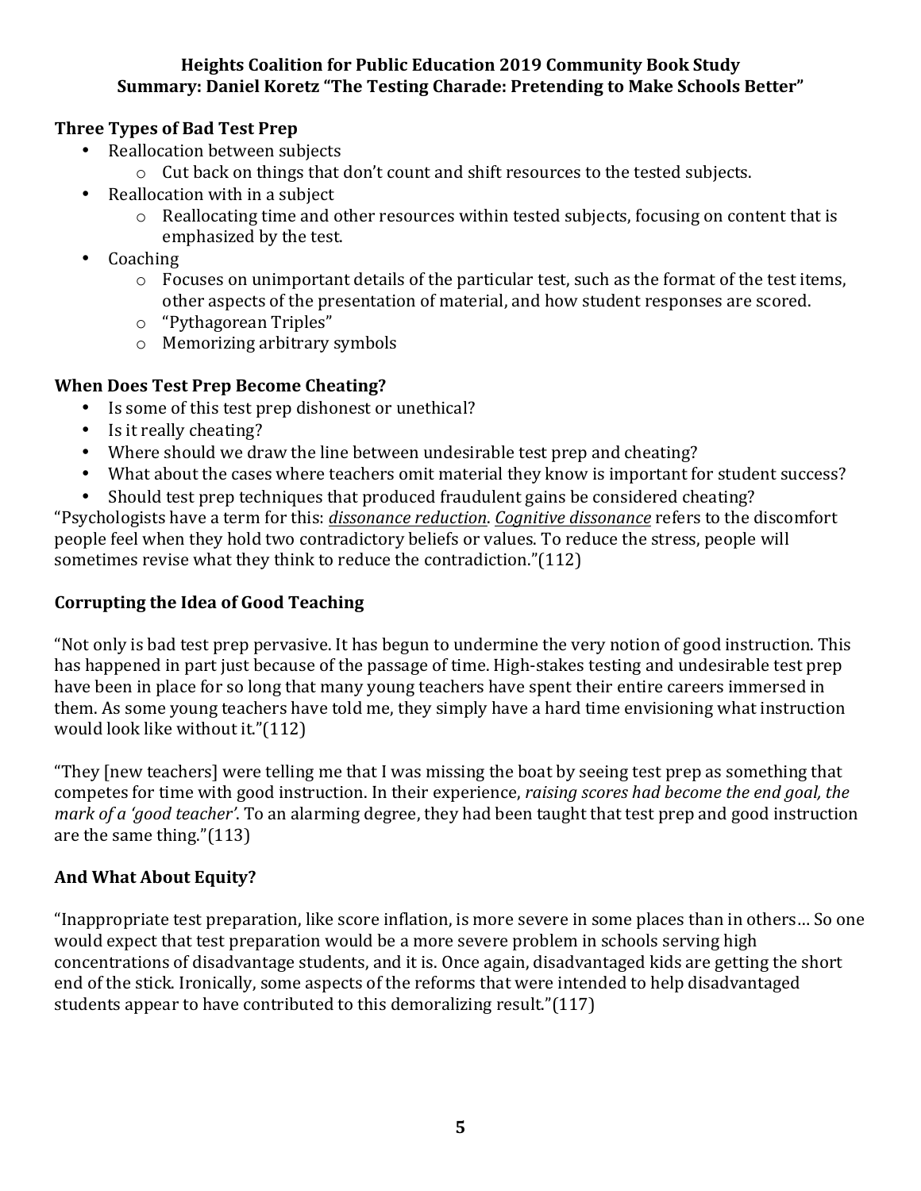**Heights Coalition for Public Education 2019 Community Book Study**
**Summary: Daniel Koretz "The Testing Charade: Pretending to Make Schools Better"**

### Three Types of Bad Test Prep

- Reallocation between subjects
  - Cut back on things that don't count and shift resources to the tested subjects.
- Reallocation with in a subject
  - Reallocating time and other resources within tested subjects, focusing on content that is emphasized by the test.
- Coaching
  - Focuses on unimportant details of the particular test, such as the format of the test items, other aspects of the presentation of material, and how student responses are scored.
  - "Pythagorean Triples"
  - Memorizing arbitrary symbols

### When Does Test Prep Become Cheating?

- Is some of this test prep dishonest or unethical?
- Is it really cheating?
- Where should we draw the line between undesirable test prep and cheating?
- What about the cases where teachers omit material they know is important for student success?
- Should test prep techniques that produced fraudulent gains be considered cheating?

"Psychologists have a term for this: *dissonance reduction*. *Cognitive dissonance* refers to the discomfort people feel when they hold two contradictory beliefs or values. To reduce the stress, people will sometimes revise what they think to reduce the contradiction."(112)

### Corrupting the Idea of Good Teaching

"Not only is bad test prep pervasive. It has begun to undermine the very notion of good instruction. This has happened in part just because of the passage of time. High-stakes testing and undesirable test prep have been in place for so long that many young teachers have spent their entire careers immersed in them. As some young teachers have told me, they simply have a hard time envisioning what instruction would look like without it."(112)

"They [new teachers] were telling me that I was missing the boat by seeing test prep as something that competes for time with good instruction. In their experience, *raising scores had become the end goal, the mark of a 'good teacher'*. To an alarming degree, they had been taught that test prep and good instruction are the same thing."(113)

### And What About Equity?

"Inappropriate test preparation, like score inflation, is more severe in some places than in others… So one would expect that test preparation would be a more severe problem in schools serving high concentrations of disadvantage students, and it is. Once again, disadvantaged kids are getting the short end of the stick. Ironically, some aspects of the reforms that were intended to help disadvantaged students appear to have contributed to this demoralizing result."(117)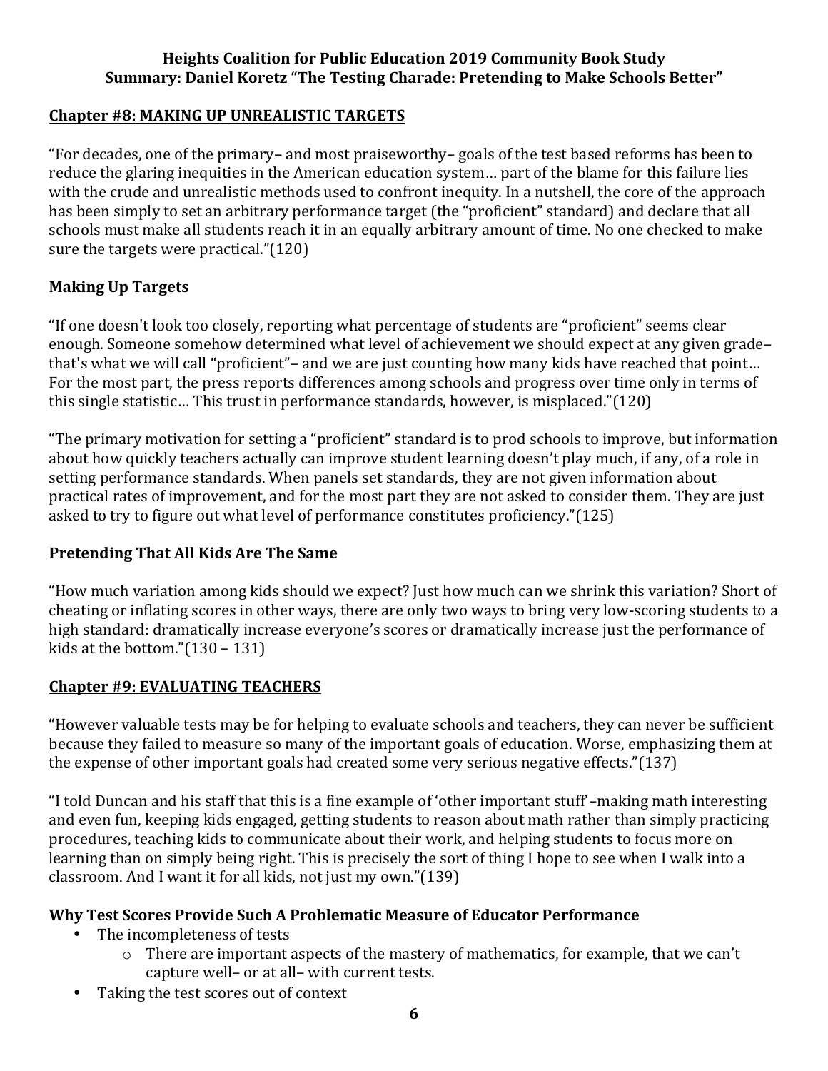**Heights Coalition for Public Education 2019 Community Book Study**
**Summary: Daniel Koretz "The Testing Charade: Pretending to Make Schools Better"**

## Chapter #8: MAKING UP UNREALISTIC TARGETS

"For decades, one of the primary– and most praiseworthy– goals of the test based reforms has been to reduce the glaring inequities in the American education system… part of the blame for this failure lies with the crude and unrealistic methods used to confront inequity. In a nutshell, the core of the approach has been simply to set an arbitrary performance target (the "proficient" standard) and declare that all schools must make all students reach it in an equally arbitrary amount of time. No one checked to make sure the targets were practical."(120)

### Making Up Targets

"If one doesn't look too closely, reporting what percentage of students are "proficient" seems clear enough. Someone somehow determined what level of achievement we should expect at any given grade– that's what we will call "proficient"– and we are just counting how many kids have reached that point… For the most part, the press reports differences among schools and progress over time only in terms of this single statistic… This trust in performance standards, however, is misplaced."(120)

"The primary motivation for setting a "proficient" standard is to prod schools to improve, but information about how quickly teachers actually can improve student learning doesn't play much, if any, of a role in setting performance standards. When panels set standards, they are not given information about practical rates of improvement, and for the most part they are not asked to consider them. They are just asked to try to figure out what level of performance constitutes proficiency."(125)

### Pretending That All Kids Are The Same

"How much variation among kids should we expect? Just how much can we shrink this variation? Short of cheating or inflating scores in other ways, there are only two ways to bring very low-scoring students to a high standard: dramatically increase everyone's scores or dramatically increase just the performance of kids at the bottom."(130 – 131)

## Chapter #9: EVALUATING TEACHERS

"However valuable tests may be for helping to evaluate schools and teachers, they can never be sufficient because they failed to measure so many of the important goals of education. Worse, emphasizing them at the expense of other important goals had created some very serious negative effects."(137)

"I told Duncan and his staff that this is a fine example of 'other important stuff'–making math interesting and even fun, keeping kids engaged, getting students to reason about math rather than simply practicing procedures, teaching kids to communicate about their work, and helping students to focus more on learning than on simply being right. This is precisely the sort of thing I hope to see when I walk into a classroom. And I want it for all kids, not just my own."(139)

### Why Test Scores Provide Such A Problematic Measure of Educator Performance

- The incompleteness of tests
  - There are important aspects of the mastery of mathematics, for example, that we can't capture well– or at all– with current tests.
- Taking the test scores out of context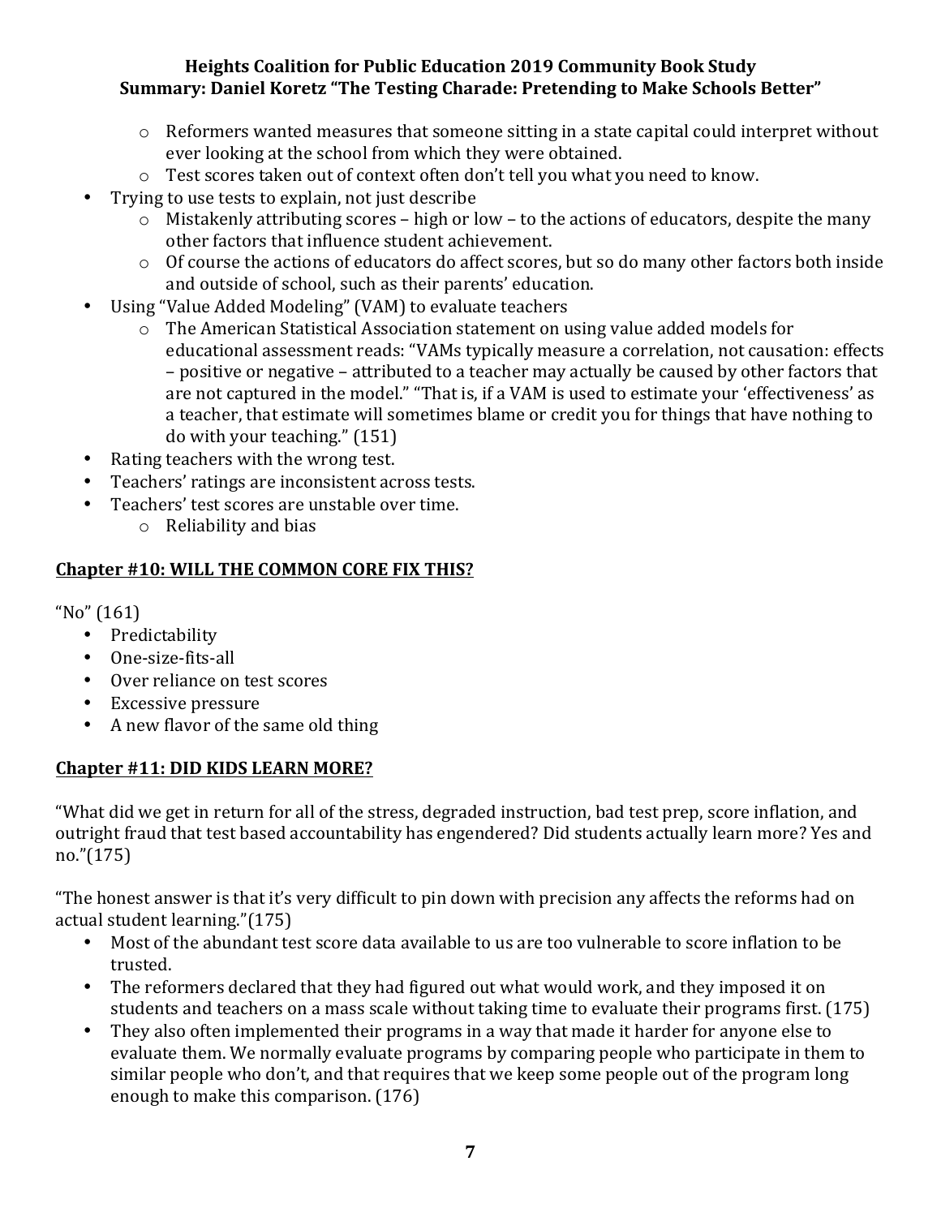- Reformers wanted measures that someone sitting in a state capital could interpret without ever looking at the school from which they were obtained.
  - Test scores taken out of context often don't tell you what you need to know.
- Trying to use tests to explain, not just describe
  - Mistakenly attributing scores – high or low – to the actions of educators, despite the many other factors that influence student achievement.
  - Of course the actions of educators do affect scores, but so do many other factors both inside and outside of school, such as their parents' education.
- Using "Value Added Modeling" (VAM) to evaluate teachers
  - The American Statistical Association statement on using value added models for educational assessment reads: "VAMs typically measure a correlation, not causation: effects – positive or negative – attributed to a teacher may actually be caused by other factors that are not captured in the model." "That is, if a VAM is used to estimate your 'effectiveness' as a teacher, that estimate will sometimes blame or credit you for things that have nothing to do with your teaching." (151)
- Rating teachers with the wrong test.
- Teachers' ratings are inconsistent across tests.
- Teachers' test scores are unstable over time.
  - Reliability and bias

## **Chapter #10: WILL THE COMMON CORE FIX THIS?**

"No" (161)

- Predictability
- One-size-fits-all
- Over reliance on test scores
- Excessive pressure
- A new flavor of the same old thing

## **Chapter #11: DID KIDS LEARN MORE?**

"What did we get in return for all of the stress, degraded instruction, bad test prep, score inflation, and outright fraud that test based accountability has engendered? Did students actually learn more? Yes and no."(175)

"The honest answer is that it's very difficult to pin down with precision any affects the reforms had on actual student learning."(175)

- Most of the abundant test score data available to us are too vulnerable to score inflation to be trusted.
- The reformers declared that they had figured out what would work, and they imposed it on students and teachers on a mass scale without taking time to evaluate their programs first. (175)
- They also often implemented their programs in a way that made it harder for anyone else to evaluate them. We normally evaluate programs by comparing people who participate in them to similar people who don't, and that requires that we keep some people out of the program long enough to make this comparison. (176)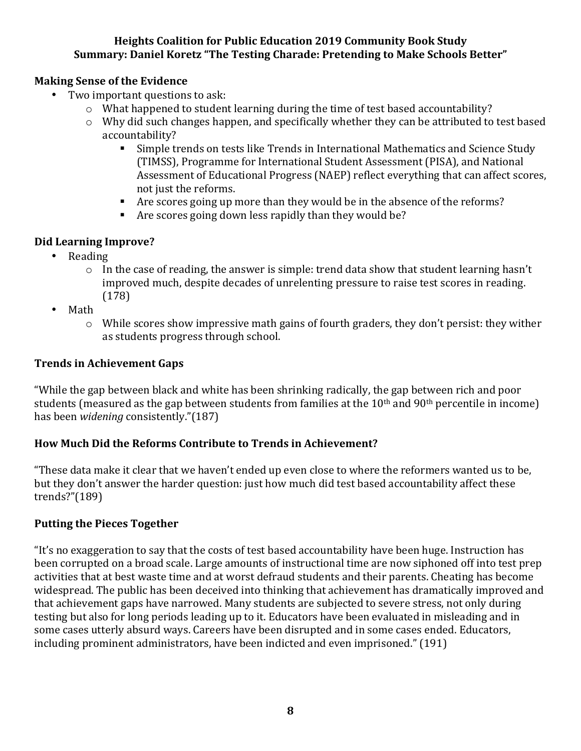**Heights Coalition for Public Education 2019 Community Book Study**
**Summary: Daniel Koretz "The Testing Charade: Pretending to Make Schools Better"**

## Making Sense of the Evidence

- Two important questions to ask:
  - What happened to student learning during the time of test based accountability?
  - Why did such changes happen, and specifically whether they can be attributed to test based accountability?
    - Simple trends on tests like Trends in International Mathematics and Science Study (TIMSS), Programme for International Student Assessment (PISA), and National Assessment of Educational Progress (NAEP) reflect everything that can affect scores, not just the reforms.
    - Are scores going up more than they would be in the absence of the reforms?
    - Are scores going down less rapidly than they would be?

## Did Learning Improve?

- Reading
  - In the case of reading, the answer is simple: trend data show that student learning hasn't improved much, despite decades of unrelenting pressure to raise test scores in reading. (178)
- Math
  - While scores show impressive math gains of fourth graders, they don't persist: they wither as students progress through school.

## Trends in Achievement Gaps

"While the gap between black and white has been shrinking radically, the gap between rich and poor students (measured as the gap between students from families at the 10th and 90th percentile in income) has been *widening* consistently."(187)

## How Much Did the Reforms Contribute to Trends in Achievement?

"These data make it clear that we haven't ended up even close to where the reformers wanted us to be, but they don't answer the harder question: just how much did test based accountability affect these trends?"(189)

## Putting the Pieces Together

"It's no exaggeration to say that the costs of test based accountability have been huge. Instruction has been corrupted on a broad scale. Large amounts of instructional time are now siphoned off into test prep activities that at best waste time and at worst defraud students and their parents. Cheating has become widespread. The public has been deceived into thinking that achievement has dramatically improved and that achievement gaps have narrowed. Many students are subjected to severe stress, not only during testing but also for long periods leading up to it. Educators have been evaluated in misleading and in some cases utterly absurd ways. Careers have been disrupted and in some cases ended. Educators, including prominent administrators, have been indicted and even imprisoned." (191)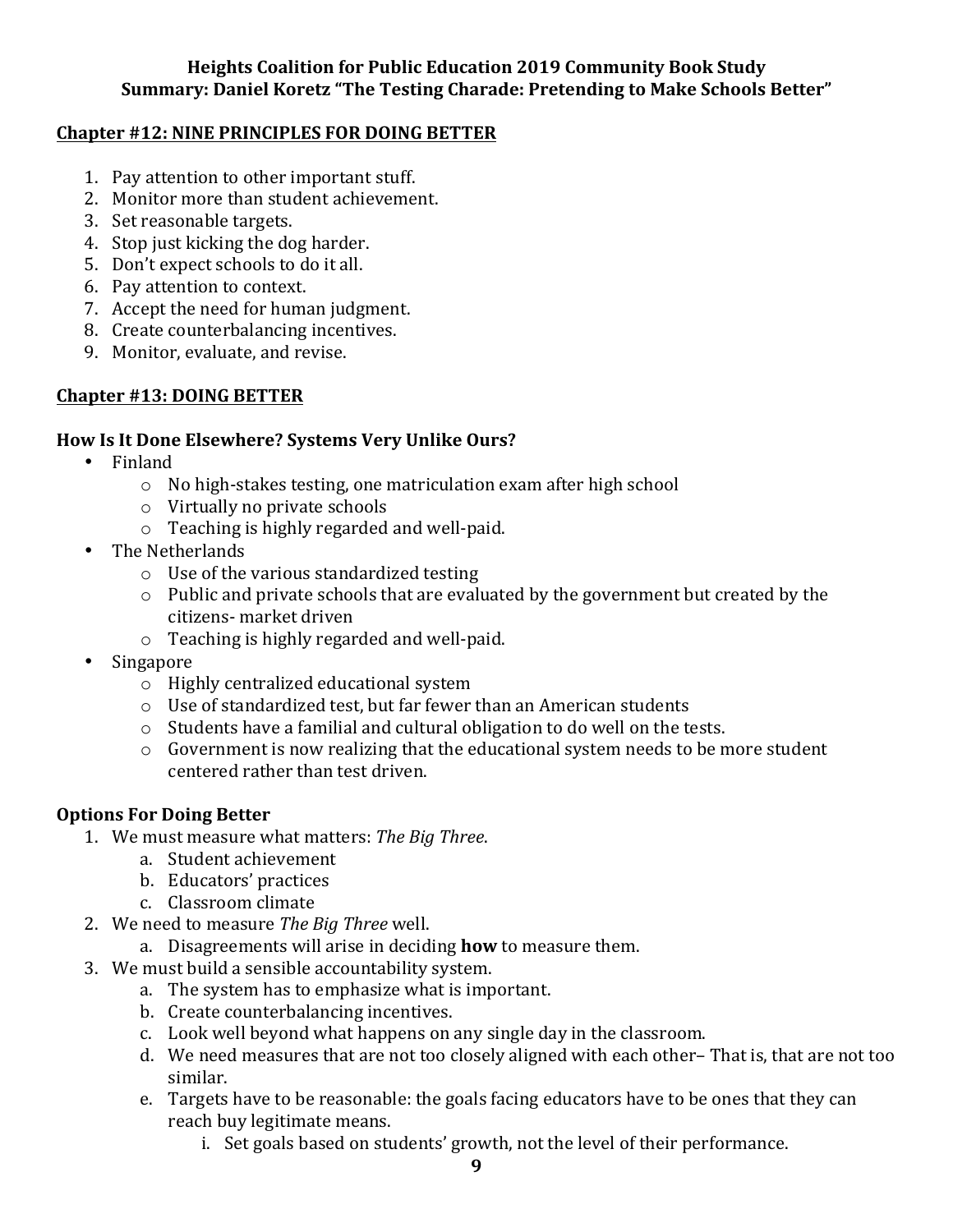**Heights Coalition for Public Education 2019 Community Book Study**
**Summary: Daniel Koretz "The Testing Charade: Pretending to Make Schools Better"**

## Chapter #12: NINE PRINCIPLES FOR DOING BETTER

1. Pay attention to other important stuff.
2. Monitor more than student achievement.
3. Set reasonable targets.
4. Stop just kicking the dog harder.
5. Don't expect schools to do it all.
6. Pay attention to context.
7. Accept the need for human judgment.
8. Create counterbalancing incentives.
9. Monitor, evaluate, and revise.

## Chapter #13: DOING BETTER

### How Is It Done Elsewhere? Systems Very Unlike Ours?

- Finland
  - No high-stakes testing, one matriculation exam after high school
  - Virtually no private schools
  - Teaching is highly regarded and well-paid.
- The Netherlands
  - Use of the various standardized testing
  - Public and private schools that are evaluated by the government but created by the citizens- market driven
  - Teaching is highly regarded and well-paid.
- Singapore
  - Highly centralized educational system
  - Use of standardized test, but far fewer than an American students
  - Students have a familial and cultural obligation to do well on the tests.
  - Government is now realizing that the educational system needs to be more student centered rather than test driven.

### Options For Doing Better

1. We must measure what matters: *The Big Three*.
   a. Student achievement
   b. Educators' practices
   c. Classroom climate
2. We need to measure *The Big Three* well.
   a. Disagreements will arise in deciding **how** to measure them.
3. We must build a sensible accountability system.
   a. The system has to emphasize what is important.
   b. Create counterbalancing incentives.
   c. Look well beyond what happens on any single day in the classroom.
   d. We need measures that are not too closely aligned with each other– That is, that are not too similar.
   e. Targets have to be reasonable: the goals facing educators have to be ones that they can reach buy legitimate means.
      i. Set goals based on students' growth, not the level of their performance.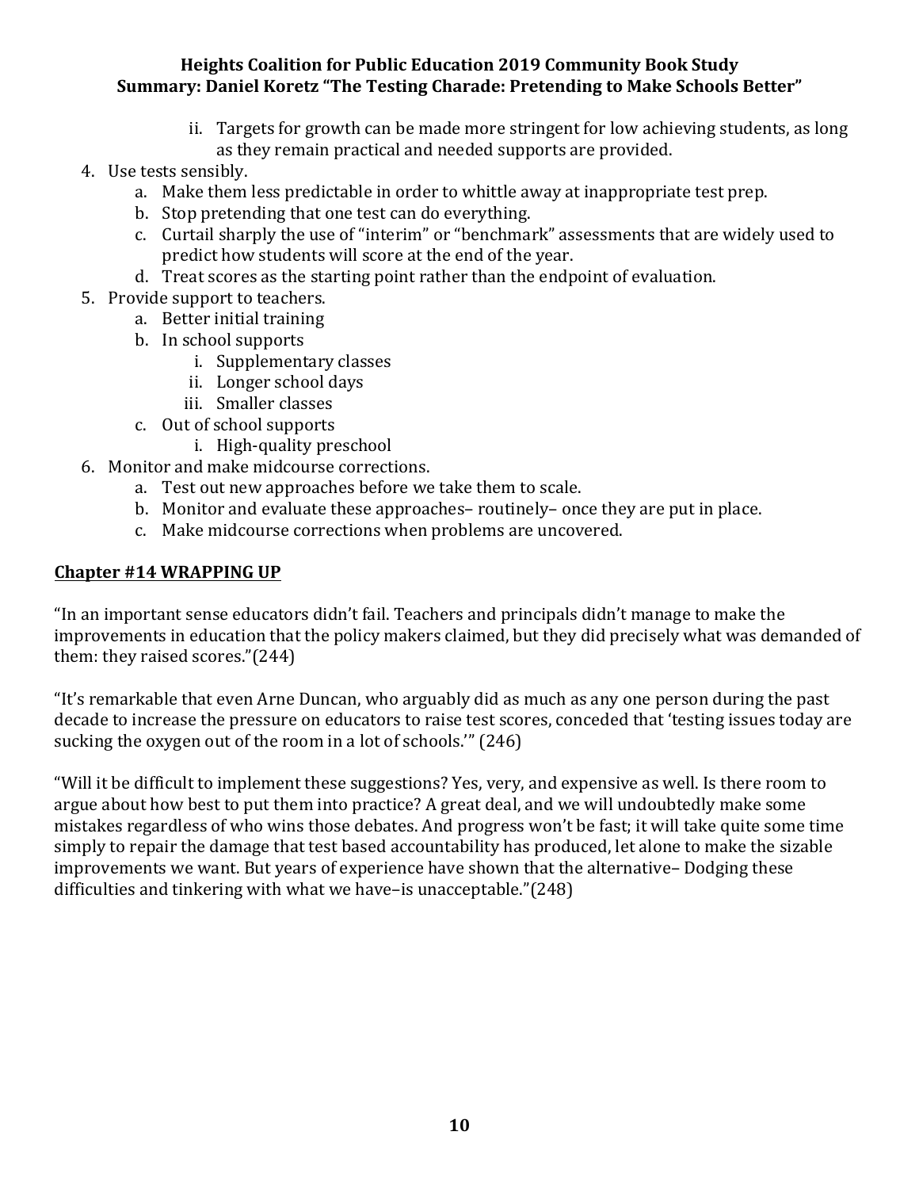ii. Targets for growth can be made more stringent for low achieving students, as long as they remain practical and needed supports are provided.

4. Use tests sensibly.
   a. Make them less predictable in order to whittle away at inappropriate test prep.
   b. Stop pretending that one test can do everything.
   c. Curtail sharply the use of "interim" or "benchmark" assessments that are widely used to predict how students will score at the end of the year.
   d. Treat scores as the starting point rather than the endpoint of evaluation.
5. Provide support to teachers.
   a. Better initial training
   b. In school supports
      i. Supplementary classes
      ii. Longer school days
      iii. Smaller classes
   c. Out of school supports
      i. High-quality preschool
6. Monitor and make midcourse corrections.
   a. Test out new approaches before we take them to scale.
   b. Monitor and evaluate these approaches– routinely– once they are put in place.
   c. Make midcourse corrections when problems are uncovered.

**Chapter #14 WRAPPING UP**

"In an important sense educators didn't fail. Teachers and principals didn't manage to make the improvements in education that the policy makers claimed, but they did precisely what was demanded of them: they raised scores."(244)

"It's remarkable that even Arne Duncan, who arguably did as much as any one person during the past decade to increase the pressure on educators to raise test scores, conceded that 'testing issues today are sucking the oxygen out of the room in a lot of schools.'" (246)

"Will it be difficult to implement these suggestions? Yes, very, and expensive as well. Is there room to argue about how best to put them into practice? A great deal, and we will undoubtedly make some mistakes regardless of who wins those debates. And progress won't be fast; it will take quite some time simply to repair the damage that test based accountability has produced, let alone to make the sizable improvements we want. But years of experience have shown that the alternative– Dodging these difficulties and tinkering with what we have–is unacceptable."(248)